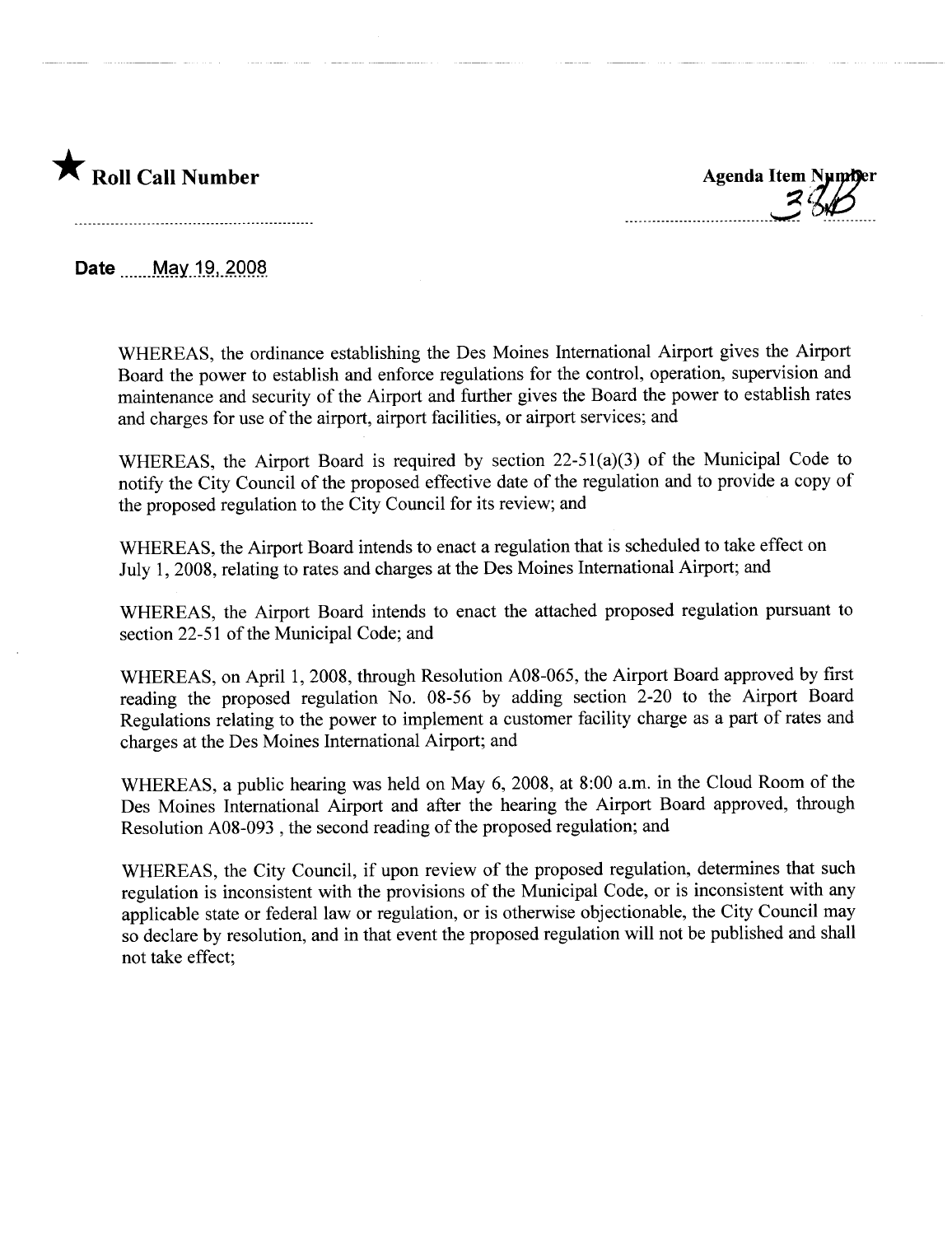★ **Roll Call Number**

**Agenda Item Number**
38B

**Date** May 19, 2008

WHEREAS, the ordinance establishing the Des Moines International Airport gives the Airport Board the power to establish and enforce regulations for the control, operation, supervision and maintenance and security of the Airport and further gives the Board the power to establish rates and charges for use of the airport, airport facilities, or airport services; and

WHEREAS, the Airport Board is required by section 22-51(a)(3) of the Municipal Code to notify the City Council of the proposed effective date of the regulation and to provide a copy of the proposed regulation to the City Council for its review; and

WHEREAS, the Airport Board intends to enact a regulation that is scheduled to take effect on July 1, 2008, relating to rates and charges at the Des Moines International Airport; and

WHEREAS, the Airport Board intends to enact the attached proposed regulation pursuant to section 22-51 of the Municipal Code; and

WHEREAS, on April 1, 2008, through Resolution A08-065, the Airport Board approved by first reading the proposed regulation No. 08-56 by adding section 2-20 to the Airport Board Regulations relating to the power to implement a customer facility charge as a part of rates and charges at the Des Moines International Airport; and

WHEREAS, a public hearing was held on May 6, 2008, at 8:00 a.m. in the Cloud Room of the Des Moines International Airport and after the hearing the Airport Board approved, through Resolution A08-093 , the second reading of the proposed regulation; and

WHEREAS, the City Council, if upon review of the proposed regulation, determines that such regulation is inconsistent with the provisions of the Municipal Code, or is inconsistent with any applicable state or federal law or regulation, or is otherwise objectionable, the City Council may so declare by resolution, and in that event the proposed regulation will not be published and shall not take effect;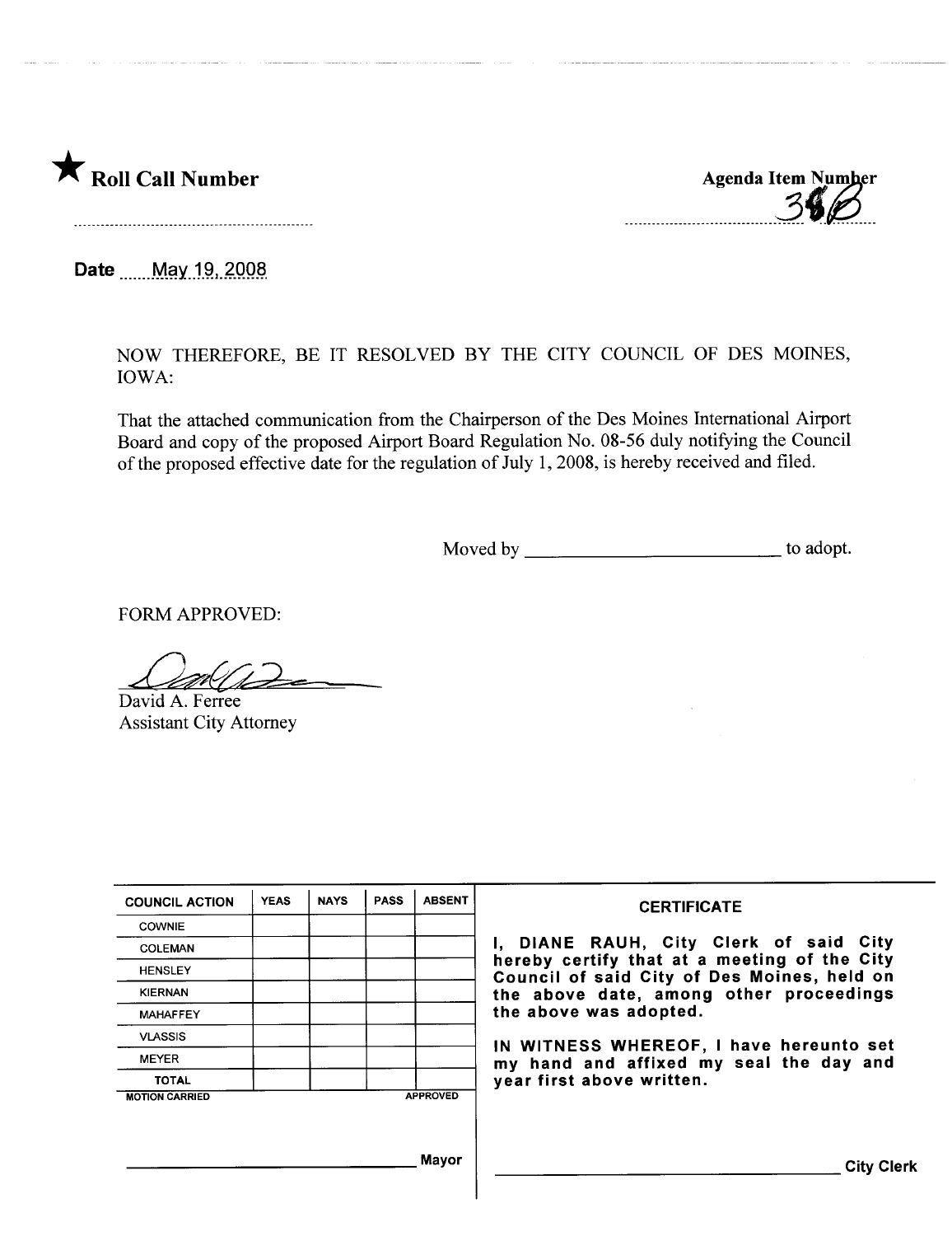★ **Roll Call Number**

**Agenda Item Number**
38B

**Date** May 19, 2008

NOW THEREFORE, BE IT RESOLVED BY THE CITY COUNCIL OF DES MOINES, IOWA:

That the attached communication from the Chairperson of the Des Moines International Airport Board and copy of the proposed Airport Board Regulation No. 08-56 duly notifying the Council of the proposed effective date for the regulation of July 1, 2008, is hereby received and filed.

Moved by \_\_\_\_\_\_\_\_\_\_\_\_\_\_\_\_\_\_\_\_\_\_\_\_ to adopt.

FORM APPROVED:

David A. Ferree
Assistant City Attorney

| COUNCIL ACTION | YEAS | NAYS | PASS | ABSENT |
|---|---|---|---|---|
| COWNIE | | | | |
| COLEMAN | | | | |
| HENSLEY | | | | |
| KIERNAN | | | | |
| MAHAFFEY | | | | |
| VLASSIS | | | | |
| MEYER | | | | |
| TOTAL | | | | |

MOTION CARRIED APPROVED

\_\_\_\_\_\_\_\_\_\_\_\_\_\_\_\_\_\_\_\_\_\_\_\_ Mayor

**CERTIFICATE**

I, DIANE RAUH, City Clerk of said City hereby certify that at a meeting of the City Council of said City of Des Moines, held on the above date, among other proceedings the above was adopted.

IN WITNESS WHEREOF, I have hereunto set my hand and affixed my seal the day and year first above written.

\_\_\_\_\_\_\_\_\_\_\_\_\_\_\_\_\_\_\_\_\_\_\_\_ City Clerk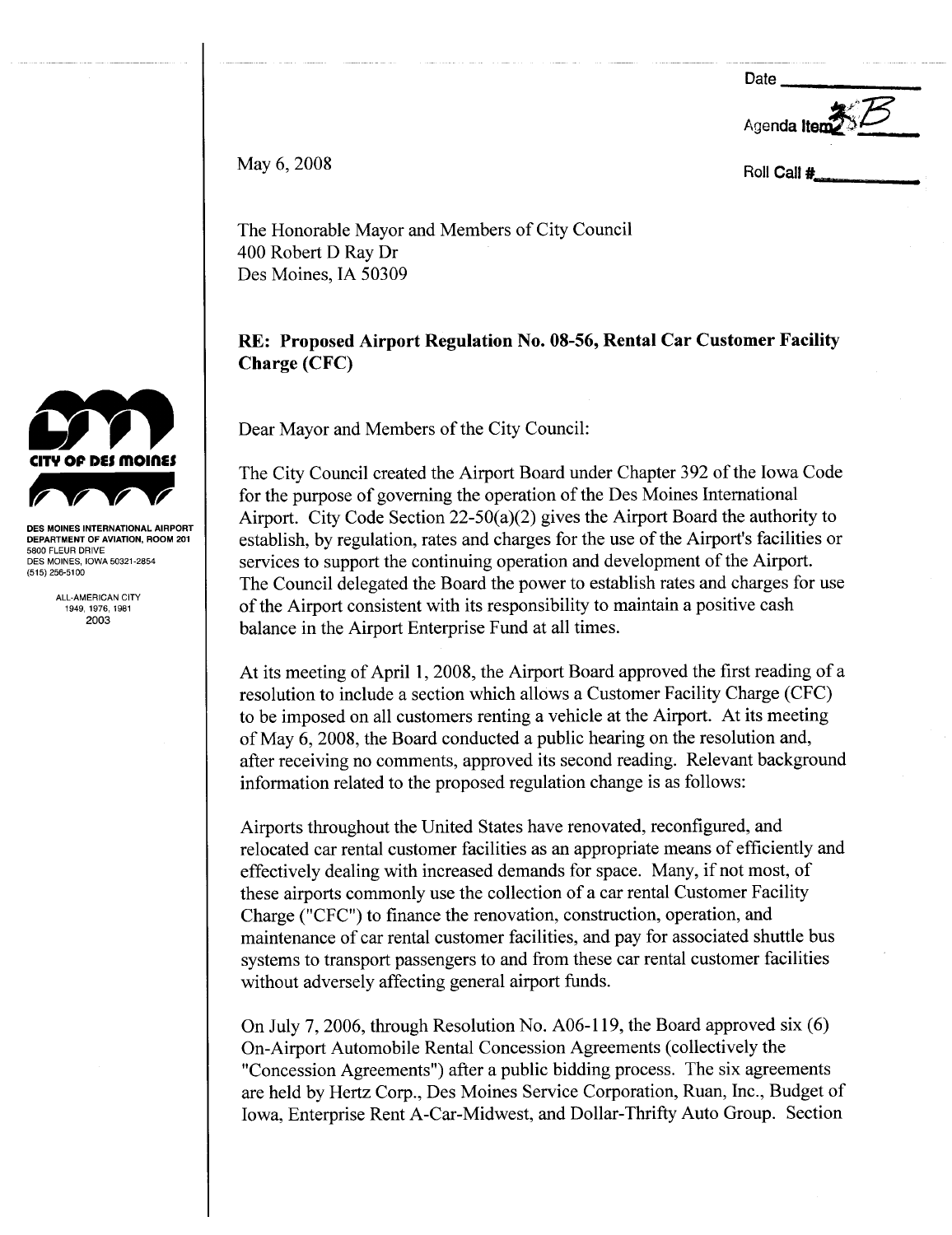Date \_\_\_\_\_\_\_\_\_\_

Agenda Item 35B

Roll Call #\_\_\_\_\_\_\_\_\_\_

May 6, 2008

The Honorable Mayor and Members of City Council
400 Robert D Ray Dr
Des Moines, IA 50309

**RE: Proposed Airport Regulation No. 08-56, Rental Car Customer Facility Charge (CFC)**

**CITY OF DES MOINES**

**DES MOINES INTERNATIONAL AIRPORT**
**DEPARTMENT OF AVIATION, ROOM 201**
5800 FLEUR DRIVE
DES MOINES, IOWA 50321-2854
(515) 256-5100

ALL-AMERICAN CITY
1949, 1976, 1981
2003

Dear Mayor and Members of the City Council:

The City Council created the Airport Board under Chapter 392 of the Iowa Code for the purpose of governing the operation of the Des Moines International Airport. City Code Section 22-50(a)(2) gives the Airport Board the authority to establish, by regulation, rates and charges for the use of the Airport's facilities or services to support the continuing operation and development of the Airport. The Council delegated the Board the power to establish rates and charges for use of the Airport consistent with its responsibility to maintain a positive cash balance in the Airport Enterprise Fund at all times.

At its meeting of April 1, 2008, the Airport Board approved the first reading of a resolution to include a section which allows a Customer Facility Charge (CFC) to be imposed on all customers renting a vehicle at the Airport. At its meeting of May 6, 2008, the Board conducted a public hearing on the resolution and, after receiving no comments, approved its second reading. Relevant background information related to the proposed regulation change is as follows:

Airports throughout the United States have renovated, reconfigured, and relocated car rental customer facilities as an appropriate means of efficiently and effectively dealing with increased demands for space. Many, if not most, of these airports commonly use the collection of a car rental Customer Facility Charge ("CFC") to finance the renovation, construction, operation, and maintenance of car rental customer facilities, and pay for associated shuttle bus systems to transport passengers to and from these car rental customer facilities without adversely affecting general airport funds.

On July 7, 2006, through Resolution No. A06-119, the Board approved six (6) On-Airport Automobile Rental Concession Agreements (collectively the "Concession Agreements") after a public bidding process. The six agreements are held by Hertz Corp., Des Moines Service Corporation, Ruan, Inc., Budget of Iowa, Enterprise Rent A-Car-Midwest, and Dollar-Thrifty Auto Group. Section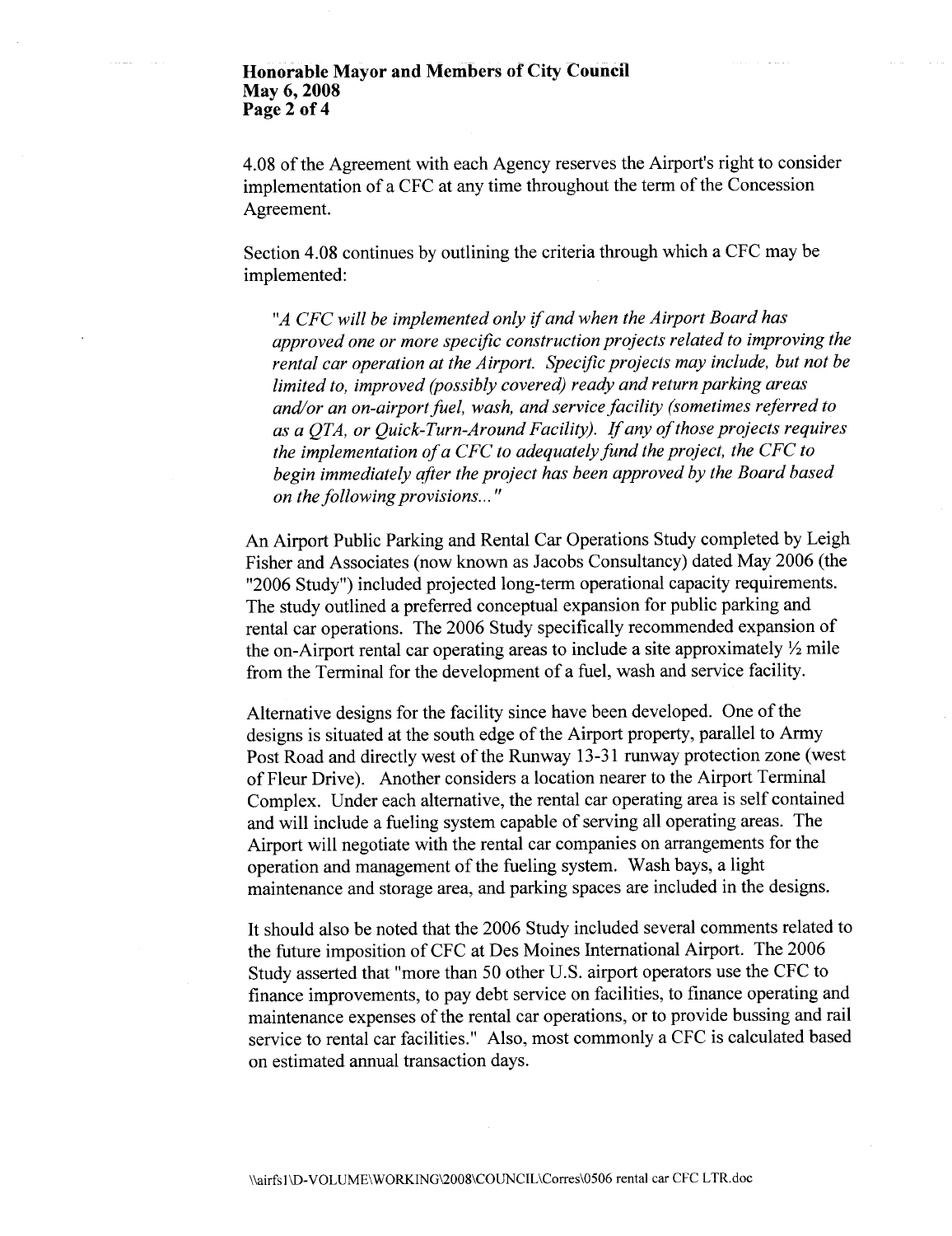4.08 of the Agreement with each Agency reserves the Airport's right to consider implementation of a CFC at any time throughout the term of the Concession Agreement.

Section 4.08 continues by outlining the criteria through which a CFC may be implemented:

> *"A CFC will be implemented only if and when the Airport Board has approved one or more specific construction projects related to improving the rental car operation at the Airport. Specific projects may include, but not be limited to, improved (possibly covered) ready and return parking areas and/or an on-airport fuel, wash, and service facility (sometimes referred to as a QTA, or Quick-Turn-Around Facility). If any of those projects requires the implementation of a CFC to adequately fund the project, the CFC to begin immediately after the project has been approved by the Board based on the following provisions..."*

An Airport Public Parking and Rental Car Operations Study completed by Leigh Fisher and Associates (now known as Jacobs Consultancy) dated May 2006 (the "2006 Study") included projected long-term operational capacity requirements. The study outlined a preferred conceptual expansion for public parking and rental car operations. The 2006 Study specifically recommended expansion of the on-Airport rental car operating areas to include a site approximately ½ mile from the Terminal for the development of a fuel, wash and service facility.

Alternative designs for the facility since have been developed. One of the designs is situated at the south edge of the Airport property, parallel to Army Post Road and directly west of the Runway 13-31 runway protection zone (west of Fleur Drive). Another considers a location nearer to the Airport Terminal Complex. Under each alternative, the rental car operating area is self contained and will include a fueling system capable of serving all operating areas. The Airport will negotiate with the rental car companies on arrangements for the operation and management of the fueling system. Wash bays, a light maintenance and storage area, and parking spaces are included in the designs.

It should also be noted that the 2006 Study included several comments related to the future imposition of CFC at Des Moines International Airport. The 2006 Study asserted that "more than 50 other U.S. airport operators use the CFC to finance improvements, to pay debt service on facilities, to finance operating and maintenance expenses of the rental car operations, or to provide bussing and rail service to rental car facilities." Also, most commonly a CFC is calculated based on estimated annual transaction days.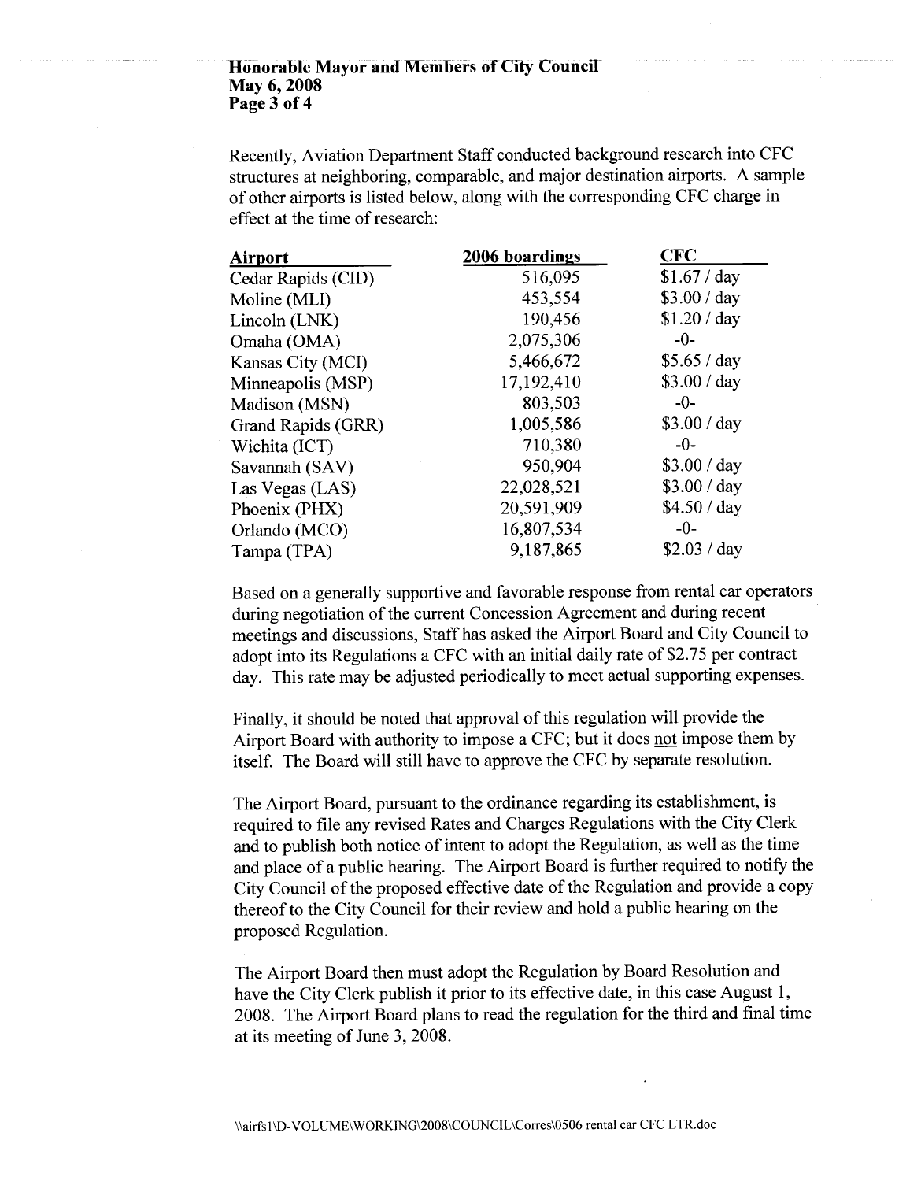Recently, Aviation Department Staff conducted background research into CFC structures at neighboring, comparable, and major destination airports. A sample of other airports is listed below, along with the corresponding CFC charge in effect at the time of research:

| Airport | 2006 boardings | CFC |
|---|---|---|
| Cedar Rapids (CID) | 516,095 | $1.67 / day |
| Moline (MLI) | 453,554 | $3.00 / day |
| Lincoln (LNK) | 190,456 | $1.20 / day |
| Omaha (OMA) | 2,075,306 | -0- |
| Kansas City (MCI) | 5,466,672 | $5.65 / day |
| Minneapolis (MSP) | 17,192,410 | $3.00 / day |
| Madison (MSN) | 803,503 | -0- |
| Grand Rapids (GRR) | 1,005,586 | $3.00 / day |
| Wichita (ICT) | 710,380 | -0- |
| Savannah (SAV) | 950,904 | $3.00 / day |
| Las Vegas (LAS) | 22,028,521 | $3.00 / day |
| Phoenix (PHX) | 20,591,909 | $4.50 / day |
| Orlando (MCO) | 16,807,534 | -0- |
| Tampa (TPA) | 9,187,865 | $2.03 / day |

Based on a generally supportive and favorable response from rental car operators during negotiation of the current Concession Agreement and during recent meetings and discussions, Staff has asked the Airport Board and City Council to adopt into its Regulations a CFC with an initial daily rate of $2.75 per contract day. This rate may be adjusted periodically to meet actual supporting expenses.

Finally, it should be noted that approval of this regulation will provide the Airport Board with authority to impose a CFC; but it does not impose them by itself. The Board will still have to approve the CFC by separate resolution.

The Airport Board, pursuant to the ordinance regarding its establishment, is required to file any revised Rates and Charges Regulations with the City Clerk and to publish both notice of intent to adopt the Regulation, as well as the time and place of a public hearing. The Airport Board is further required to notify the City Council of the proposed effective date of the Regulation and provide a copy thereof to the City Council for their review and hold a public hearing on the proposed Regulation.

The Airport Board then must adopt the Regulation by Board Resolution and have the City Clerk publish it prior to its effective date, in this case August 1, 2008. The Airport Board plans to read the regulation for the third and final time at its meeting of June 3, 2008.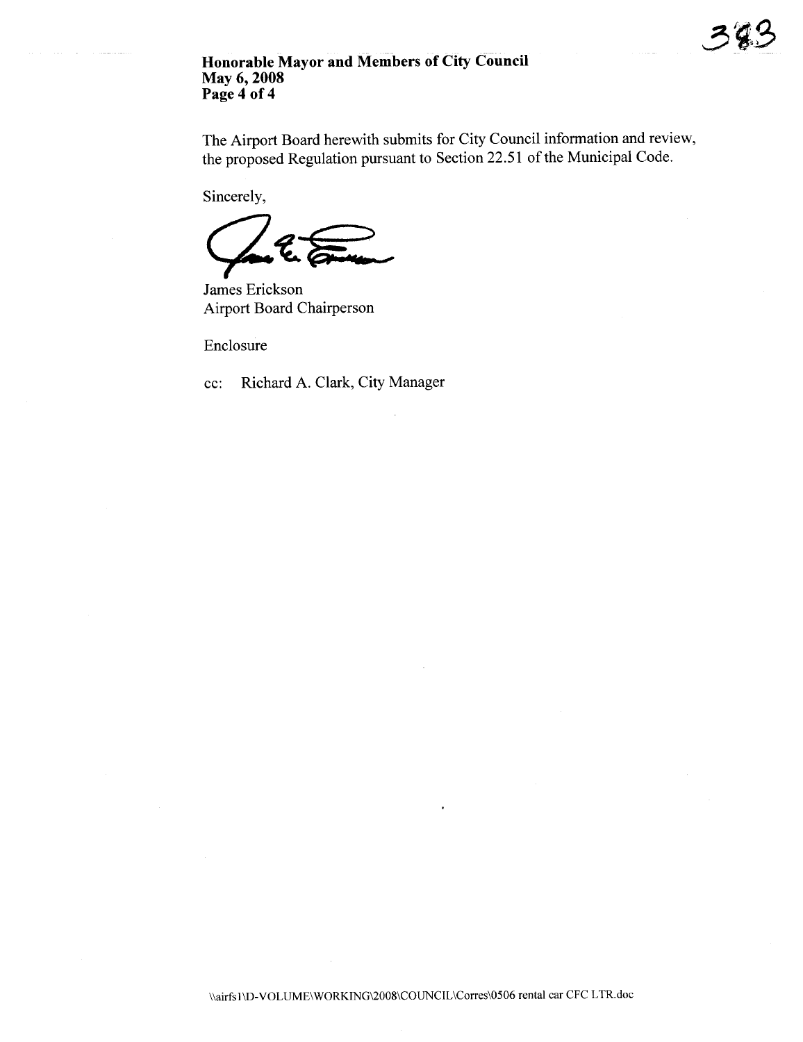The Airport Board herewith submits for City Council information and review, the proposed Regulation pursuant to Section 22.51 of the Municipal Code.

Sincerely,

James Erickson
Airport Board Chairperson

Enclosure

cc: Richard A. Clark, City Manager

\\airfs1\D-VOLUME\WORKING\2008\COUNCIL\Corres\0506 rental car CFC LTR.doc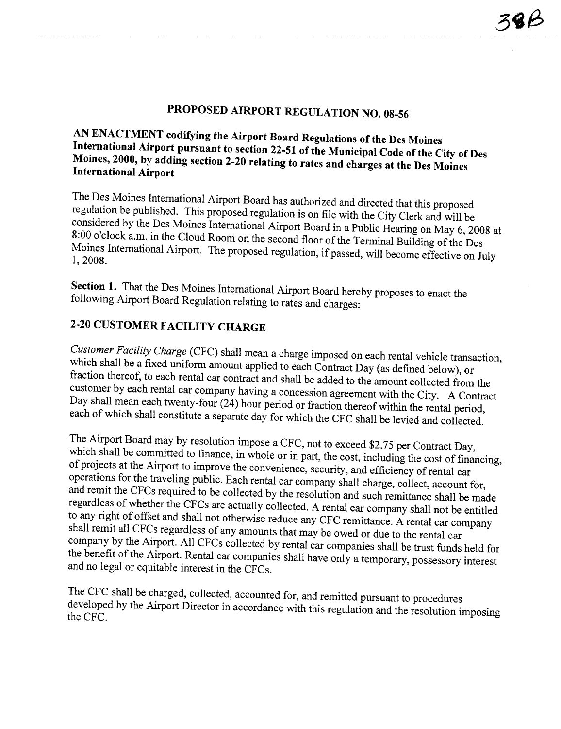38B

# PROPOSED AIRPORT REGULATION NO. 08-56

**AN ENACTMENT codifying the Airport Board Regulations of the Des Moines International Airport pursuant to section 22-51 of the Municipal Code of the City of Des Moines, 2000, by adding section 2-20 relating to rates and charges at the Des Moines International Airport**

The Des Moines International Airport Board has authorized and directed that this proposed regulation be published. This proposed regulation is on file with the City Clerk and will be considered by the Des Moines International Airport Board in a Public Hearing on May 6, 2008 at 8:00 o'clock a.m. in the Cloud Room on the second floor of the Terminal Building of the Des Moines International Airport. The proposed regulation, if passed, will become effective on July 1, 2008.

**Section 1.** That the Des Moines International Airport Board hereby proposes to enact the following Airport Board Regulation relating to rates and charges:

## 2-20 CUSTOMER FACILITY CHARGE

*Customer Facility Charge* (CFC) shall mean a charge imposed on each rental vehicle transaction, which shall be a fixed uniform amount applied to each Contract Day (as defined below), or fraction thereof, to each rental car contract and shall be added to the amount collected from the customer by each rental car company having a concession agreement with the City. A Contract Day shall mean each twenty-four (24) hour period or fraction thereof within the rental period, each of which shall constitute a separate day for which the CFC shall be levied and collected.

The Airport Board may by resolution impose a CFC, not to exceed $2.75 per Contract Day, which shall be committed to finance, in whole or in part, the cost, including the cost of financing, of projects at the Airport to improve the convenience, security, and efficiency of rental car operations for the traveling public. Each rental car company shall charge, collect, account for, and remit the CFCs required to be collected by the resolution and such remittance shall be made regardless of whether the CFCs are actually collected. A rental car company shall not be entitled to any right of offset and shall not otherwise reduce any CFC remittance. A rental car company shall remit all CFCs regardless of any amounts that may be owed or due to the rental car company by the Airport. All CFCs collected by rental car companies shall be trust funds held for the benefit of the Airport. Rental car companies shall have only a temporary, possessory interest and no legal or equitable interest in the CFCs.

The CFC shall be charged, collected, accounted for, and remitted pursuant to procedures developed by the Airport Director in accordance with this regulation and the resolution imposing the CFC.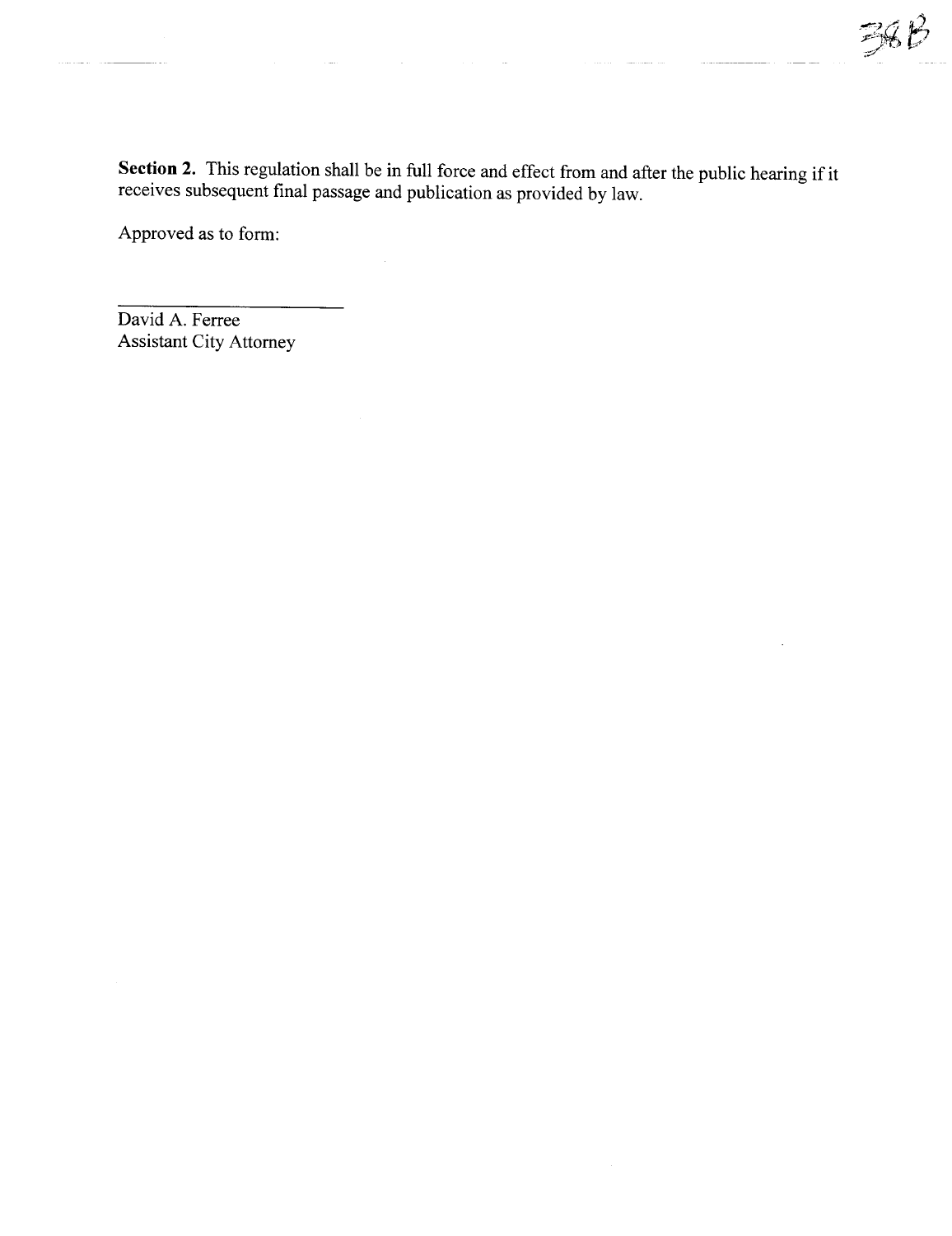**Section 2.** This regulation shall be in full force and effect from and after the public hearing if it receives subsequent final passage and publication as provided by law.

Approved as to form:

David A. Ferree
Assistant City Attorney